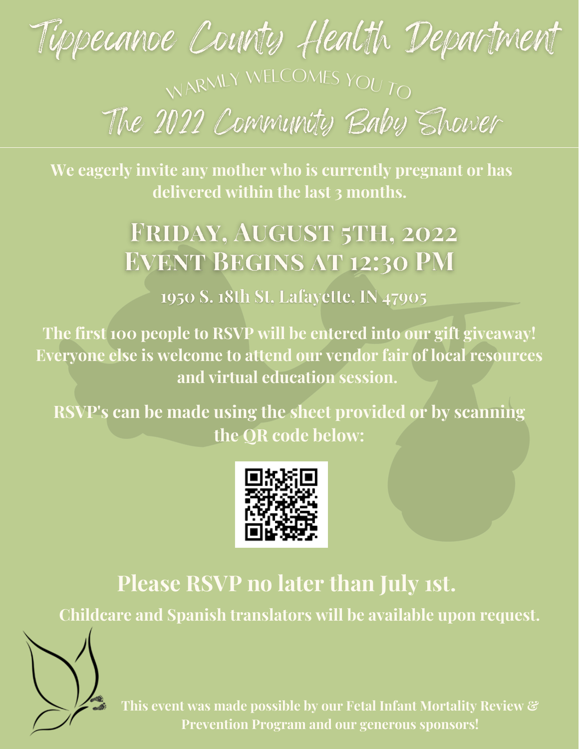# Tippecanoe County Health Department

WARMLY WELCOMES YOU TO

# The 2022 Community Baby Shower

**We eagerly invite any mother who is currently pregnant or has delivered within the last 3 months.**

## Friday, August 5th, 2022
## Event Begins at 12:30 PM

**1950 S. 18th St. Lafayette, IN 47905**

**The first 100 people to RSVP will be entered into our gift giveaway! Everyone else is welcome to attend our vendor fair of local resources and virtual education session.**

**RSVP's can be made using the sheet provided or by scanning the QR code below:**

## Please RSVP no later than July 1st.

**Childcare and Spanish translators will be available upon request.**

**This event was made possible by our Fetal Infant Mortality Review & Prevention Program and our generous sponsors!**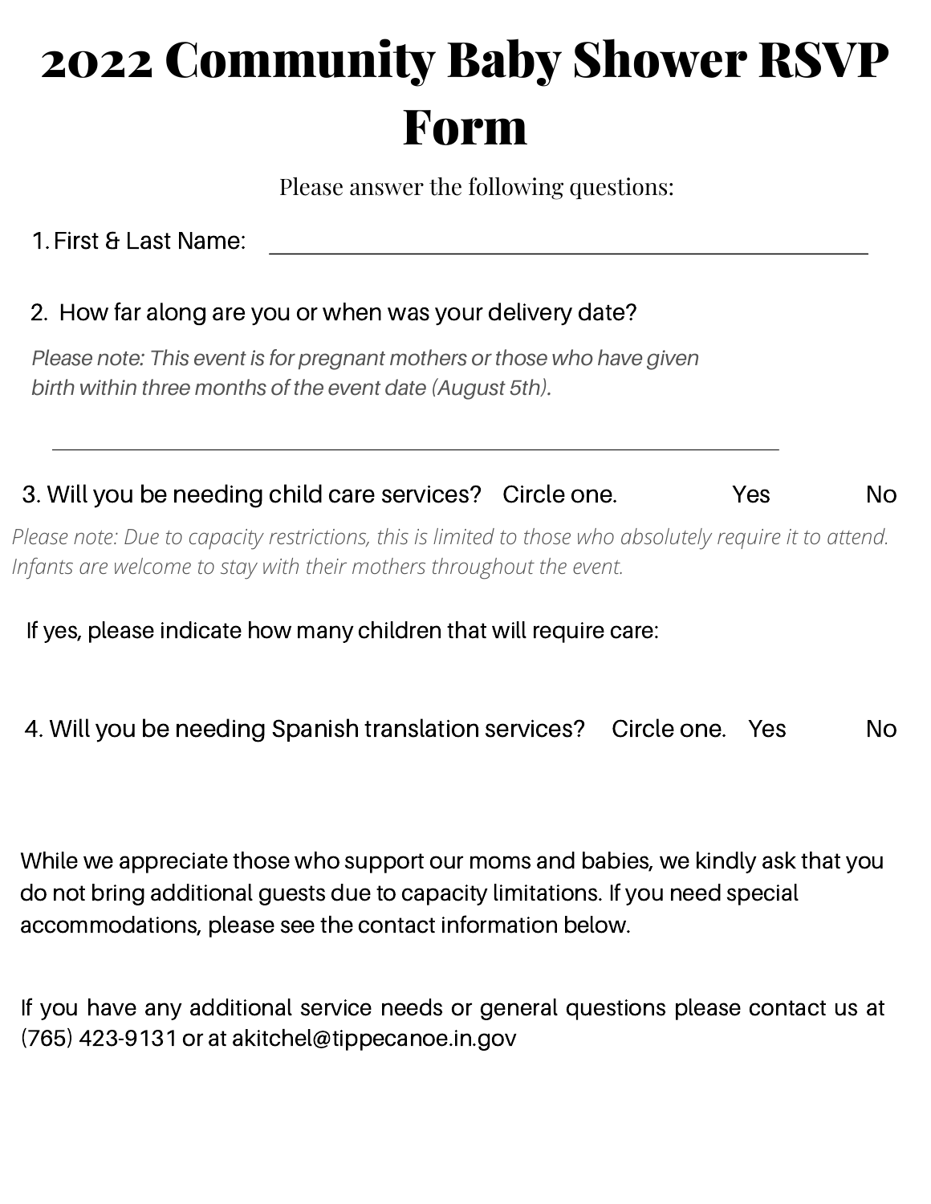# 2022 Community Baby Shower RSVP Form

Please answer the following questions:

1. First & Last Name: \_\_\_\_\_\_\_\_\_\_\_\_\_\_\_\_\_\_\_\_\_\_\_\_\_\_\_\_\_\_\_\_\_\_\_\_\_\_\_\_

2. How far along are you or when was your delivery date?

*Please note: This event is for pregnant mothers or those who have given birth within three months of the event date (August 5th).*

\_\_\_\_\_\_\_\_\_\_\_\_\_\_\_\_\_\_\_\_\_\_\_\_\_\_\_\_\_\_\_\_\_\_\_\_\_\_\_\_\_\_\_\_\_\_\_\_

3. Will you be needing child care services? Circle one. Yes No

*Please note: Due to capacity restrictions, this is limited to those who absolutely require it to attend. Infants are welcome to stay with their mothers throughout the event.*

If yes, please indicate how many children that will require care:

4. Will you be needing Spanish translation services? Circle one. Yes No

While we appreciate those who support our moms and babies, we kindly ask that you do not bring additional guests due to capacity limitations. If you need special accommodations, please see the contact information below.

If you have any additional service needs or general questions please contact us at (765) 423-9131 or at akitchel@tippecanoe.in.gov